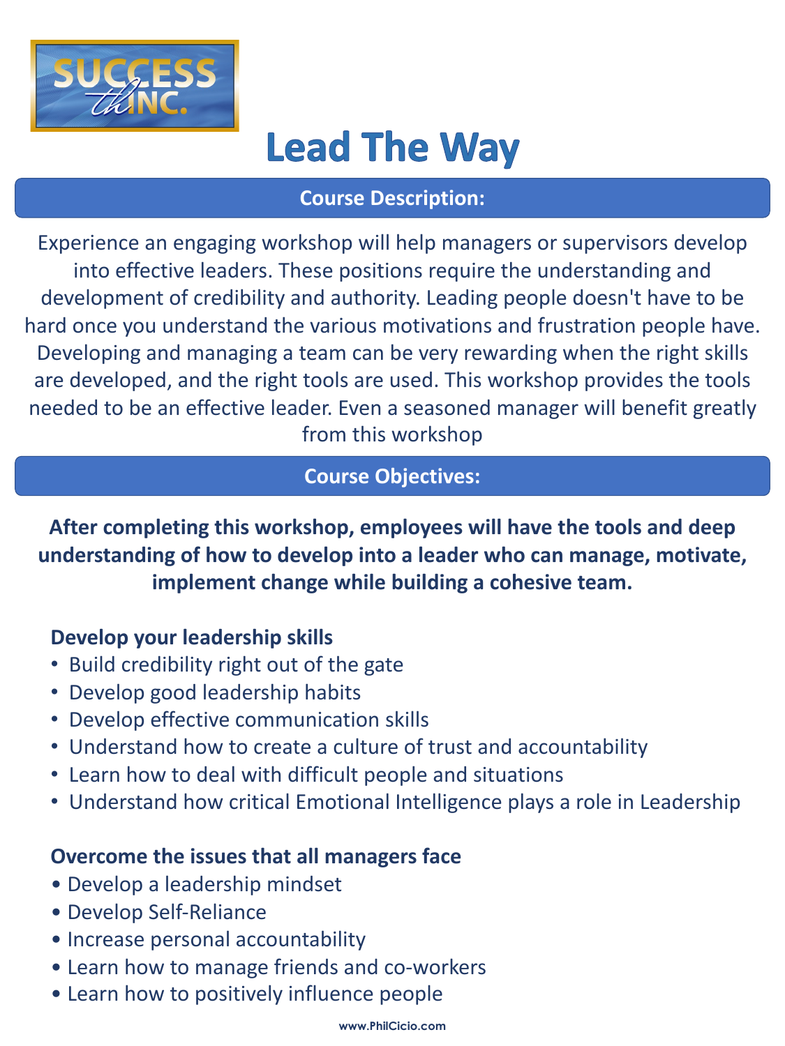# Lead The Way

## Course Description:

Experience an engaging workshop will help managers or supervisors develop into effective leaders. These positions require the understanding and development of credibility and authority. Leading people doesn't have to be hard once you understand the various motivations and frustration people have. Developing and managing a team can be very rewarding when the right skills are developed, and the right tools are used. This workshop provides the tools needed to be an effective leader. Even a seasoned manager will benefit greatly from this workshop

## Course Objectives:

**After completing this workshop, employees will have the tools and deep understanding of how to develop into a leader who can manage, motivate, implement change while building a cohesive team.**

### Develop your leadership skills

- Build credibility right out of the gate
- Develop good leadership habits
- Develop effective communication skills
- Understand how to create a culture of trust and accountability
- Learn how to deal with difficult people and situations
- Understand how critical Emotional Intelligence plays a role in Leadership

### Overcome the issues that all managers face

- Develop a leadership mindset
- Develop Self-Reliance
- Increase personal accountability
- Learn how to manage friends and co-workers
- Learn how to positively influence people

www.PhilCicio.com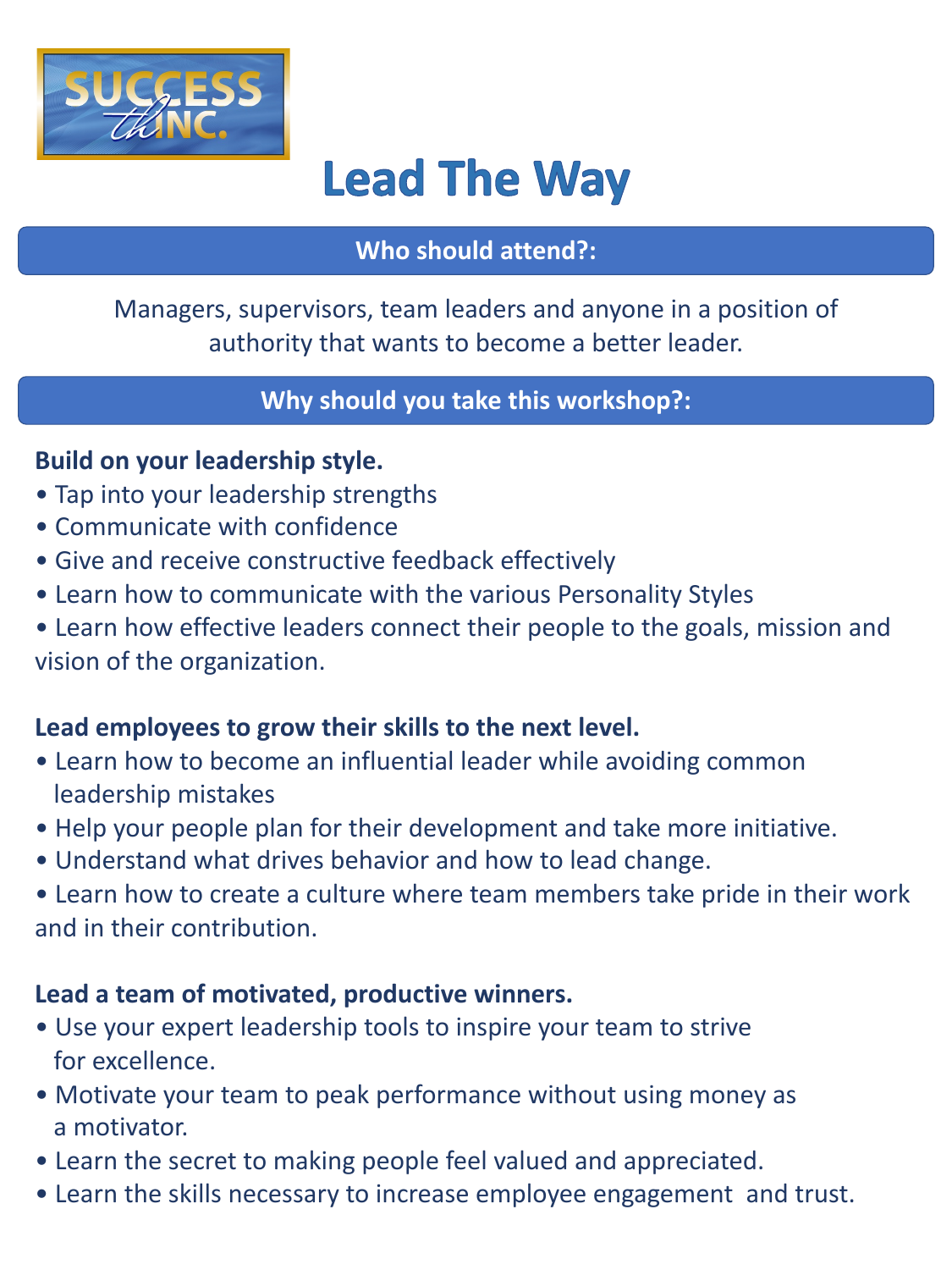# Lead The Way

## Who should attend?:

Managers, supervisors, team leaders and anyone in a position of authority that wants to become a better leader.

## Why should you take this workshop?:

**Build on your leadership style.**

- Tap into your leadership strengths
- Communicate with confidence
- Give and receive constructive feedback effectively
- Learn how to communicate with the various Personality Styles
- Learn how effective leaders connect their people to the goals, mission and vision of the organization.

**Lead employees to grow their skills to the next level.**

- Learn how to become an influential leader while avoiding common leadership mistakes
- Help your people plan for their development and take more initiative.
- Understand what drives behavior and how to lead change.
- Learn how to create a culture where team members take pride in their work and in their contribution.

**Lead a team of motivated, productive winners.**

- Use your expert leadership tools to inspire your team to strive for excellence.
- Motivate your team to peak performance without using money as a motivator.
- Learn the secret to making people feel valued and appreciated.
- Learn the skills necessary to increase employee engagement and trust.